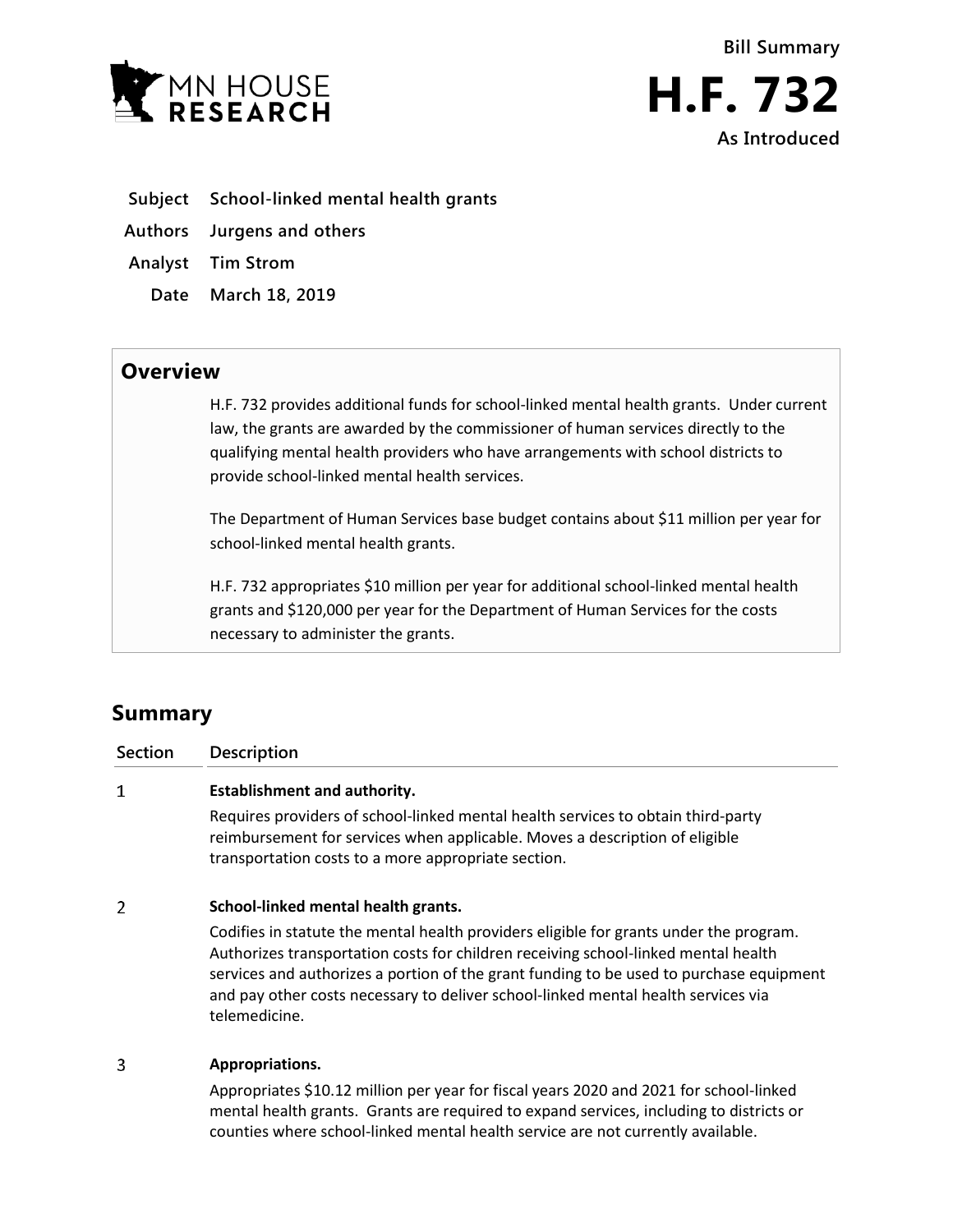MN HOUSE RESEARCH

Bill Summary

# H.F. 732

As Introduced

**Subject** School-linked mental health grants

**Authors** Jurgens and others

**Analyst** Tim Strom

**Date** March 18, 2019

## Overview

H.F. 732 provides additional funds for school-linked mental health grants. Under current law, the grants are awarded by the commissioner of human services directly to the qualifying mental health providers who have arrangements with school districts to provide school-linked mental health services.

The Department of Human Services base budget contains about $11 million per year for school-linked mental health grants.

H.F. 732 appropriates $10 million per year for additional school-linked mental health grants and $120,000 per year for the Department of Human Services for the costs necessary to administer the grants.

## Summary

| Section | Description |
|---|---|
| 1 | **Establishment and authority.** Requires providers of school-linked mental health services to obtain third-party reimbursement for services when applicable. Moves a description of eligible transportation costs to a more appropriate section. |
| 2 | **School-linked mental health grants.** Codifies in statute the mental health providers eligible for grants under the program. Authorizes transportation costs for children receiving school-linked mental health services and authorizes a portion of the grant funding to be used to purchase equipment and pay other costs necessary to deliver school-linked mental health services via telemedicine. |
| 3 | **Appropriations.** Appropriates $10.12 million per year for fiscal years 2020 and 2021 for school-linked mental health grants. Grants are required to expand services, including to districts or counties where school-linked mental health service are not currently available. |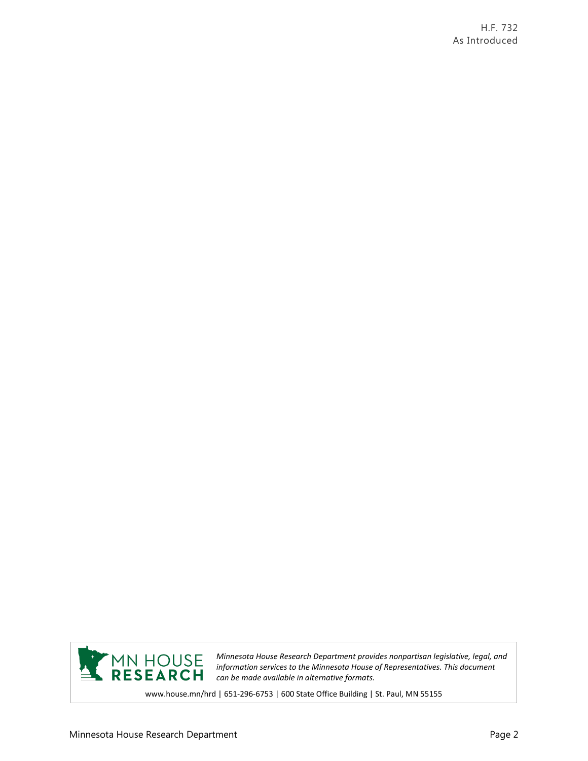MN HOUSE RESEARCH

*Minnesota House Research Department provides nonpartisan legislative, legal, and information services to the Minnesota House of Representatives. This document can be made available in alternative formats.*

www.house.mn/hrd | 651-296-6753 | 600 State Office Building | St. Paul, MN 55155